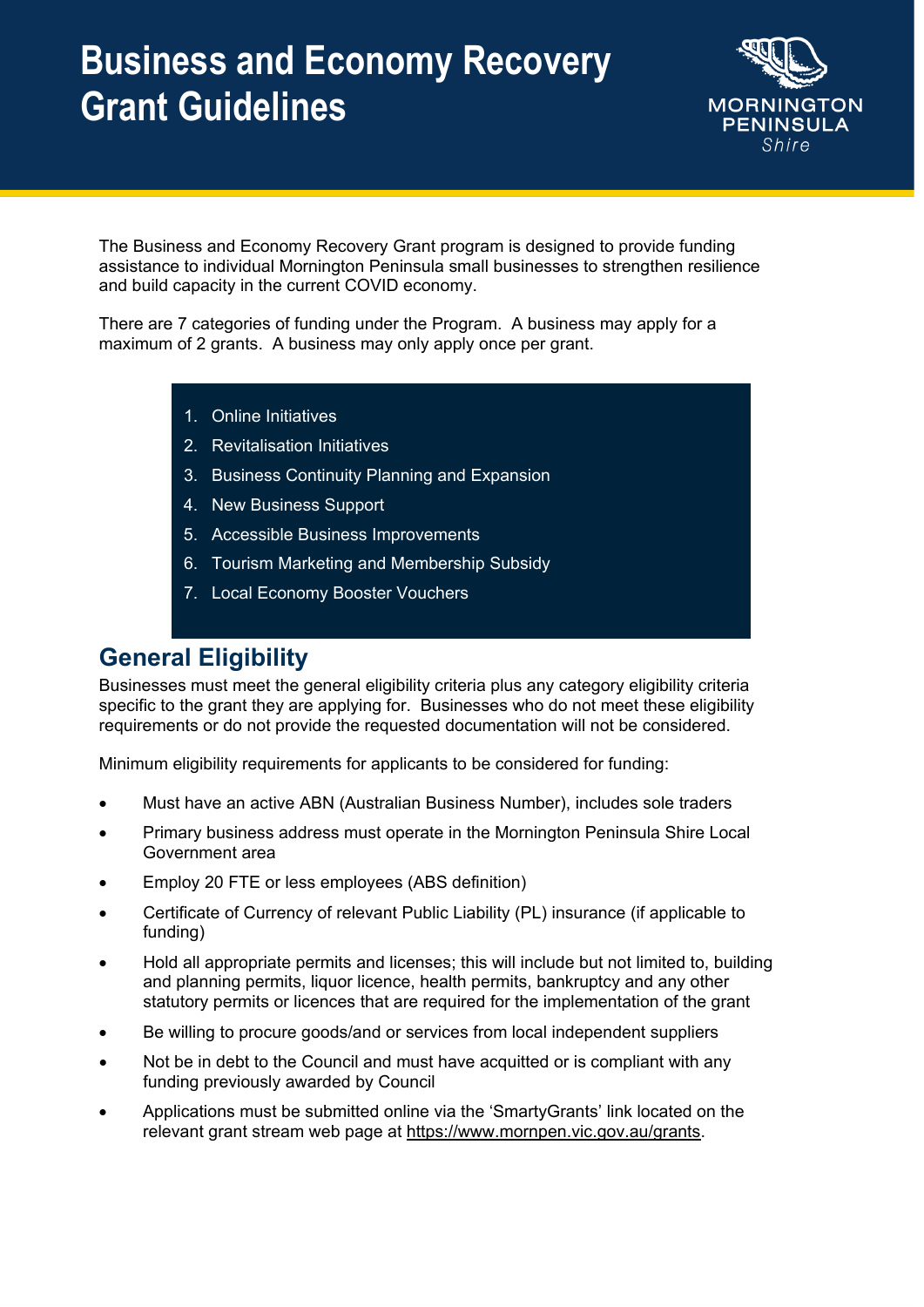# Business and Economy Recovery Grant Guidelines

MORNINGTON PENINSULA *Shire*

The Business and Economy Recovery Grant program is designed to provide funding assistance to individual Mornington Peninsula small businesses to strengthen resilience and build capacity in the current COVID economy.

There are 7 categories of funding under the Program. A business may apply for a maximum of 2 grants. A business may only apply once per grant.

1. Online Initiatives
2. Revitalisation Initiatives
3. Business Continuity Planning and Expansion
4. New Business Support
5. Accessible Business Improvements
6. Tourism Marketing and Membership Subsidy
7. Local Economy Booster Vouchers

## General Eligibility

Businesses must meet the general eligibility criteria plus any category eligibility criteria specific to the grant they are applying for. Businesses who do not meet these eligibility requirements or do not provide the requested documentation will not be considered.

Minimum eligibility requirements for applicants to be considered for funding:

- Must have an active ABN (Australian Business Number), includes sole traders
- Primary business address must operate in the Mornington Peninsula Shire Local Government area
- Employ 20 FTE or less employees (ABS definition)
- Certificate of Currency of relevant Public Liability (PL) insurance (if applicable to funding)
- Hold all appropriate permits and licenses; this will include but not limited to, building and planning permits, liquor licence, health permits, bankruptcy and any other statutory permits or licences that are required for the implementation of the grant
- Be willing to procure goods/and or services from local independent suppliers
- Not be in debt to the Council and must have acquitted or is compliant with any funding previously awarded by Council
- Applications must be submitted online via the 'SmartyGrants' link located on the relevant grant stream web page at https://www.mornpen.vic.gov.au/grants.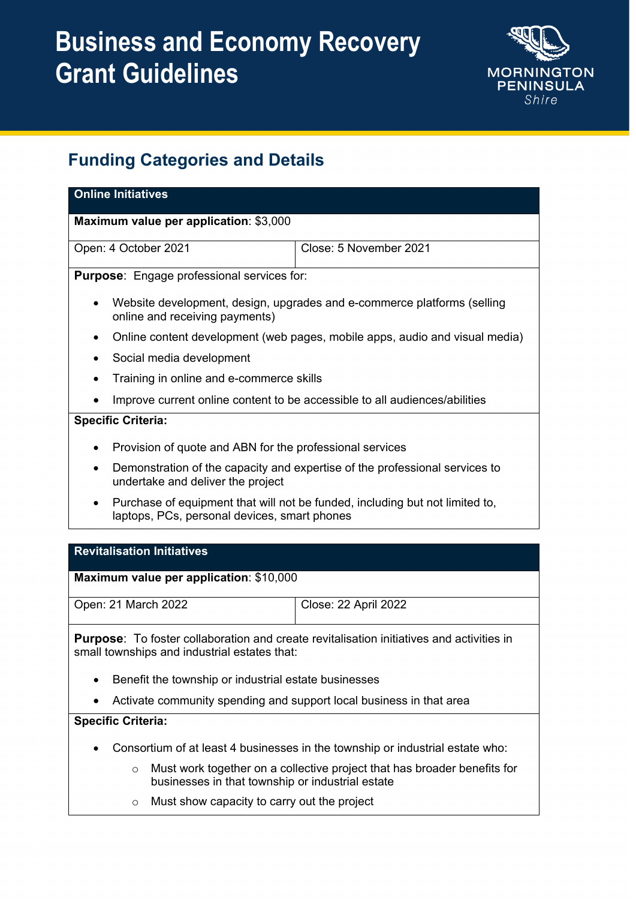# Business and Economy Recovery Grant Guidelines

## Funding Categories and Details

### Online Initiatives

**Maximum value per application**: $3,000

| Open: 4 October 2021 | Close: 5 November 2021 |
|---|---|

**Purpose**: Engage professional services for:

- Website development, design, upgrades and e-commerce platforms (selling online and receiving payments)
- Online content development (web pages, mobile apps, audio and visual media)
- Social media development
- Training in online and e-commerce skills
- Improve current online content to be accessible to all audiences/abilities

**Specific Criteria:**

- Provision of quote and ABN for the professional services
- Demonstration of the capacity and expertise of the professional services to undertake and deliver the project
- Purchase of equipment that will not be funded, including but not limited to, laptops, PCs, personal devices, smart phones

### Revitalisation Initiatives

**Maximum value per application**: $10,000

| Open: 21 March 2022 | Close: 22 April 2022 |
|---|---|

**Purpose**: To foster collaboration and create revitalisation initiatives and activities in small townships and industrial estates that:

- Benefit the township or industrial estate businesses
- Activate community spending and support local business in that area

**Specific Criteria:**

- Consortium of at least 4 businesses in the township or industrial estate who:
    - Must work together on a collective project that has broader benefits for businesses in that township or industrial estate
    - Must show capacity to carry out the project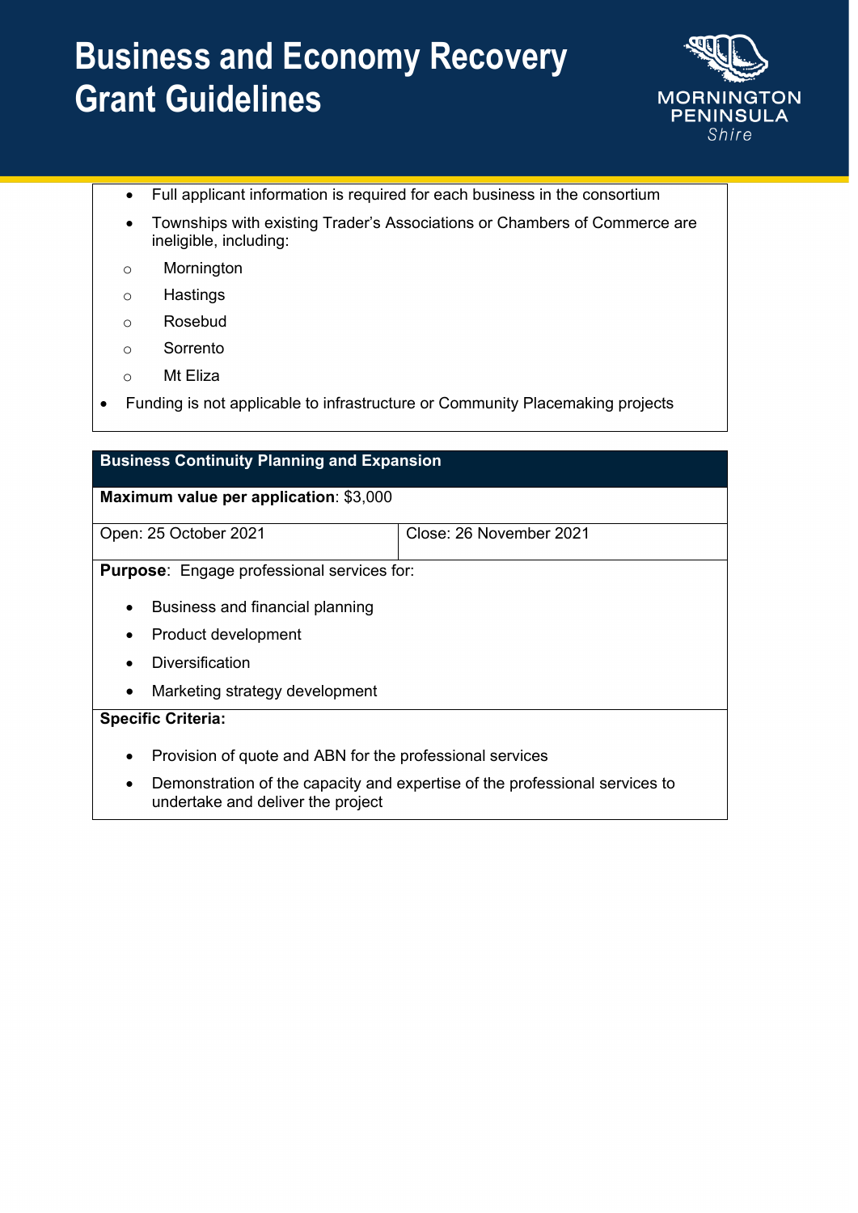- Full applicant information is required for each business in the consortium
- Townships with existing Trader's Associations or Chambers of Commerce are ineligible, including:
  - Mornington
  - Hastings
  - Rosebud
  - Sorrento
  - Mt Eliza
- Funding is not applicable to infrastructure or Community Placemaking projects

| **Business Continuity Planning and Expansion** | |
|---|---|
| **Maximum value per application**: $3,000 | |
| Open: 25 October 2021 | Close: 26 November 2021 |
| **Purpose**: Engage professional services for:<br>• Business and financial planning<br>• Product development<br>• Diversification<br>• Marketing strategy development | |
| **Specific Criteria:**<br>• Provision of quote and ABN for the professional services<br>• Demonstration of the capacity and expertise of the professional services to undertake and deliver the project | |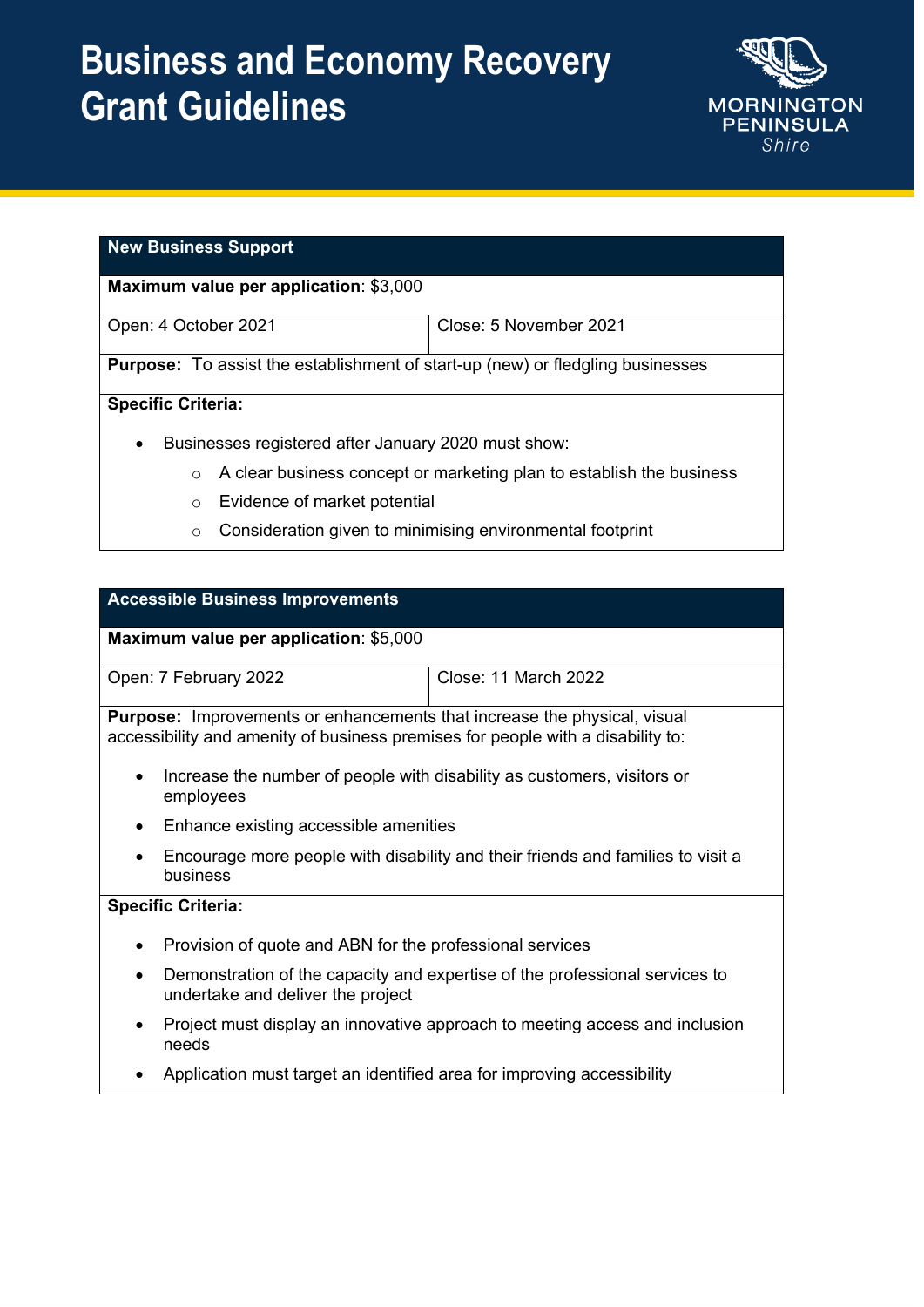# Business and Economy Recovery Grant Guidelines

## New Business Support

**Maximum value per application**: $3,000

| Open: 4 October 2021 | Close: 5 November 2021 |
|---|---|

**Purpose:** To assist the establishment of start-up (new) or fledgling businesses

**Specific Criteria:**

- Businesses registered after January 2020 must show:
  - A clear business concept or marketing plan to establish the business
  - Evidence of market potential
  - Consideration given to minimising environmental footprint

## Accessible Business Improvements

**Maximum value per application**: $5,000

| Open: 7 February 2022 | Close: 11 March 2022 |
|---|---|

**Purpose:** Improvements or enhancements that increase the physical, visual accessibility and amenity of business premises for people with a disability to:

- Increase the number of people with disability as customers, visitors or employees
- Enhance existing accessible amenities
- Encourage more people with disability and their friends and families to visit a business

**Specific Criteria:**

- Provision of quote and ABN for the professional services
- Demonstration of the capacity and expertise of the professional services to undertake and deliver the project
- Project must display an innovative approach to meeting access and inclusion needs
- Application must target an identified area for improving accessibility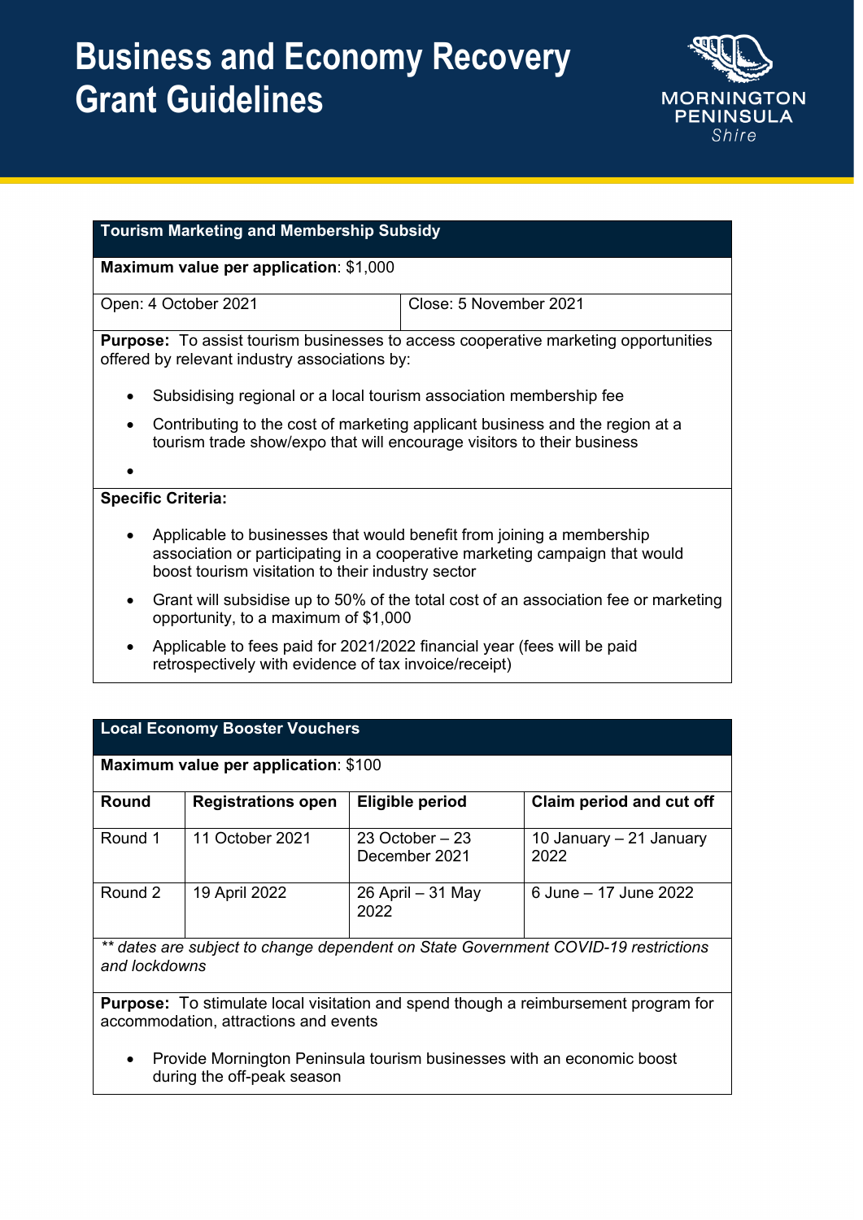# Business and Economy Recovery Grant Guidelines

| Tourism Marketing and Membership Subsidy | |
|---|---|
| **Maximum value per application**: $1,000 | |
| Open: 4 October 2021 | Close: 5 November 2021 |

**Purpose:** To assist tourism businesses to access cooperative marketing opportunities offered by relevant industry associations by:

- Subsidising regional or a local tourism association membership fee
- Contributing to the cost of marketing applicant business and the region at a tourism trade show/expo that will encourage visitors to their business

**Specific Criteria:**

- Applicable to businesses that would benefit from joining a membership association or participating in a cooperative marketing campaign that would boost tourism visitation to their industry sector
- Grant will subsidise up to 50% of the total cost of an association fee or marketing opportunity, to a maximum of $1,000
- Applicable to fees paid for 2021/2022 financial year (fees will be paid retrospectively with evidence of tax invoice/receipt)

**Local Economy Booster Vouchers**

**Maximum value per application**: $100

| Round | Registrations open | Eligible period | Claim period and cut off |
|---|---|---|---|
| Round 1 | 11 October 2021 | 23 October – 23 December 2021 | 10 January – 21 January 2022 |
| Round 2 | 19 April 2022 | 26 April – 31 May 2022 | 6 June – 17 June 2022 |

*** dates are subject to change dependent on State Government COVID-19 restrictions and lockdowns*

**Purpose:** To stimulate local visitation and spend though a reimbursement program for accommodation, attractions and events

- Provide Mornington Peninsula tourism businesses with an economic boost during the off-peak season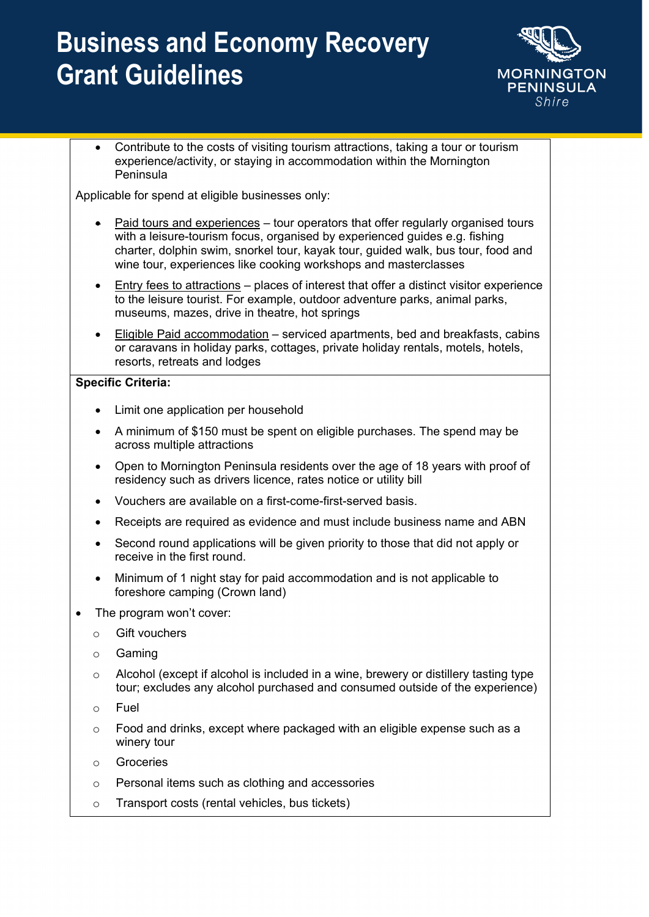- Contribute to the costs of visiting tourism attractions, taking a tour or tourism experience/activity, or staying in accommodation within the Mornington Peninsula

Applicable for spend at eligible businesses only:

- Paid tours and experiences – tour operators that offer regularly organised tours with a leisure-tourism focus, organised by experienced guides e.g. fishing charter, dolphin swim, snorkel tour, kayak tour, guided walk, bus tour, food and wine tour, experiences like cooking workshops and masterclasses
- Entry fees to attractions – places of interest that offer a distinct visitor experience to the leisure tourist. For example, outdoor adventure parks, animal parks, museums, mazes, drive in theatre, hot springs
- Eligible Paid accommodation – serviced apartments, bed and breakfasts, cabins or caravans in holiday parks, cottages, private holiday rentals, motels, hotels, resorts, retreats and lodges

**Specific Criteria:**

- Limit one application per household
- A minimum of $150 must be spent on eligible purchases. The spend may be across multiple attractions
- Open to Mornington Peninsula residents over the age of 18 years with proof of residency such as drivers licence, rates notice or utility bill
- Vouchers are available on a first-come-first-served basis.
- Receipts are required as evidence and must include business name and ABN
- Second round applications will be given priority to those that did not apply or receive in the first round.
- Minimum of 1 night stay for paid accommodation and is not applicable to foreshore camping (Crown land)
- The program won't cover:
  - Gift vouchers
  - Gaming
  - Alcohol (except if alcohol is included in a wine, brewery or distillery tasting type tour; excludes any alcohol purchased and consumed outside of the experience)
  - Fuel
  - Food and drinks, except where packaged with an eligible expense such as a winery tour
  - Groceries
  - Personal items such as clothing and accessories
  - Transport costs (rental vehicles, bus tickets)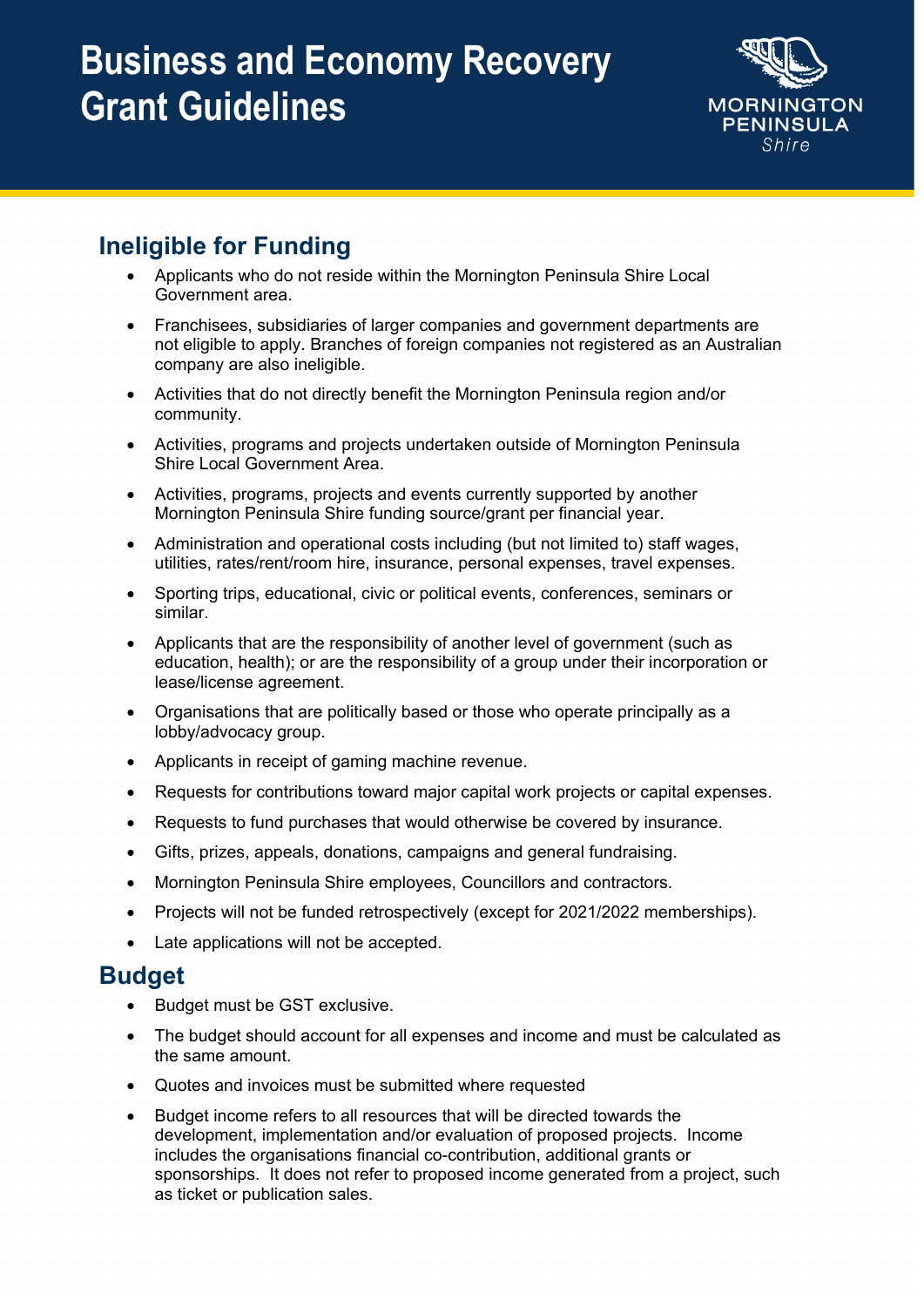## Ineligible for Funding

- Applicants who do not reside within the Mornington Peninsula Shire Local Government area.
- Franchisees, subsidiaries of larger companies and government departments are not eligible to apply. Branches of foreign companies not registered as an Australian company are also ineligible.
- Activities that do not directly benefit the Mornington Peninsula region and/or community.
- Activities, programs and projects undertaken outside of Mornington Peninsula Shire Local Government Area.
- Activities, programs, projects and events currently supported by another Mornington Peninsula Shire funding source/grant per financial year.
- Administration and operational costs including (but not limited to) staff wages, utilities, rates/rent/room hire, insurance, personal expenses, travel expenses.
- Sporting trips, educational, civic or political events, conferences, seminars or similar.
- Applicants that are the responsibility of another level of government (such as education, health); or are the responsibility of a group under their incorporation or lease/license agreement.
- Organisations that are politically based or those who operate principally as a lobby/advocacy group.
- Applicants in receipt of gaming machine revenue.
- Requests for contributions toward major capital work projects or capital expenses.
- Requests to fund purchases that would otherwise be covered by insurance.
- Gifts, prizes, appeals, donations, campaigns and general fundraising.
- Mornington Peninsula Shire employees, Councillors and contractors.
- Projects will not be funded retrospectively (except for 2021/2022 memberships).
- Late applications will not be accepted.

## Budget

- Budget must be GST exclusive.
- The budget should account for all expenses and income and must be calculated as the same amount.
- Quotes and invoices must be submitted where requested
- Budget income refers to all resources that will be directed towards the development, implementation and/or evaluation of proposed projects. Income includes the organisations financial co-contribution, additional grants or sponsorships. It does not refer to proposed income generated from a project, such as ticket or publication sales.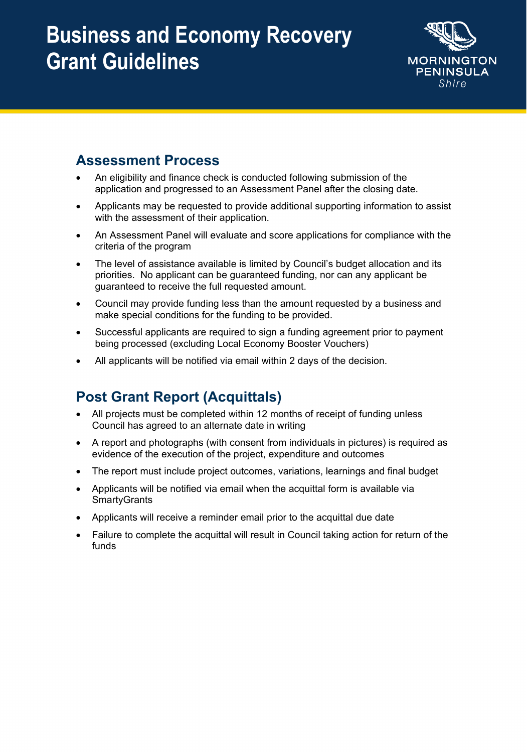## Assessment Process

- An eligibility and finance check is conducted following submission of the application and progressed to an Assessment Panel after the closing date.
- Applicants may be requested to provide additional supporting information to assist with the assessment of their application.
- An Assessment Panel will evaluate and score applications for compliance with the criteria of the program
- The level of assistance available is limited by Council's budget allocation and its priorities. No applicant can be guaranteed funding, nor can any applicant be guaranteed to receive the full requested amount.
- Council may provide funding less than the amount requested by a business and make special conditions for the funding to be provided.
- Successful applicants are required to sign a funding agreement prior to payment being processed (excluding Local Economy Booster Vouchers)
- All applicants will be notified via email within 2 days of the decision.

## Post Grant Report (Acquittals)

- All projects must be completed within 12 months of receipt of funding unless Council has agreed to an alternate date in writing
- A report and photographs (with consent from individuals in pictures) is required as evidence of the execution of the project, expenditure and outcomes
- The report must include project outcomes, variations, learnings and final budget
- Applicants will be notified via email when the acquittal form is available via SmartyGrants
- Applicants will receive a reminder email prior to the acquittal due date
- Failure to complete the acquittal will result in Council taking action for return of the funds